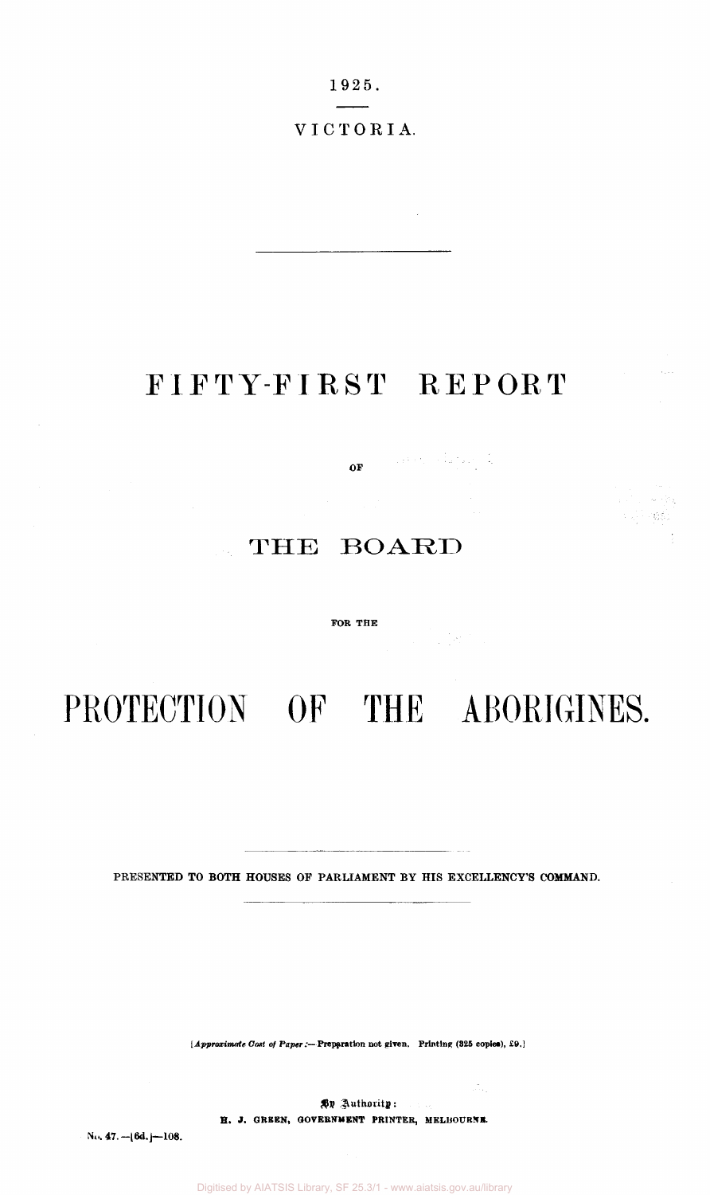1925.

VICTORIA.

# FIFTY-FIRST REPORT

OF

# THE BOARD

FOR THE

# PROTECTION OF THE ABORIGINES.

PRESENTED TO BOTH HOUSES OF PARLIAMENT BY HIS EXCELLENCY'S COMMAND.

[*Approximate Cost of Paper*:—Preparation not given. Printing (325 copies), £9.]

By Authority:
H. J. GREEN, GOVERNMENT PRINTER, MELBOURNE.

No. 47.—[6d.]—108.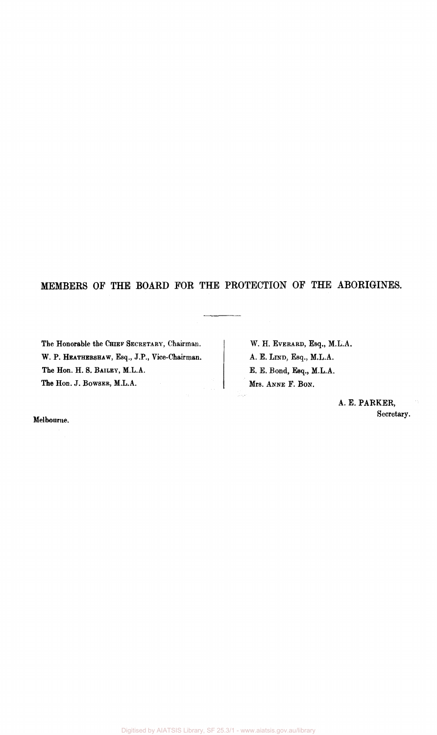# MEMBERS OF THE BOARD FOR THE PROTECTION OF THE ABORIGINES.

---

The Honorable the CHIEF SECRETARY, Chairman.

W. P. HEATHERSHAW, Esq., J.P., Vice-Chairman.

The Hon. H. S. BAILEY, M.L.A.

The Hon. J. BOWSER, M.L.A.

W. H. EVERARD, Esq., M.L.A.

A. E. LIND, Esq., M.L.A.

E. E. Bond, Esq., M.L.A.

Mrs. ANNE F. BON.

A. E. PARKER,
Secretary.

Melbourne.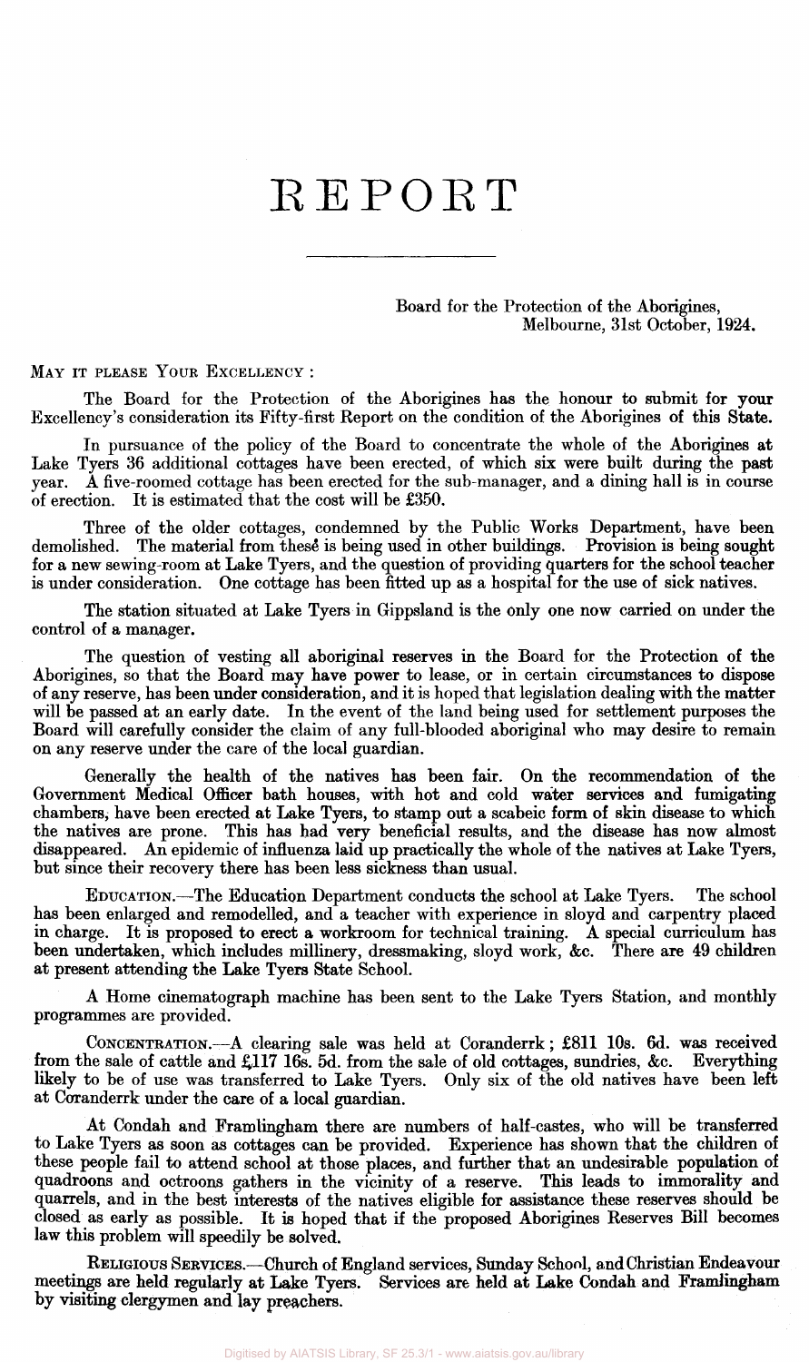# REPORT

Board for the Protection of the Aborigines,
Melbourne, 31st October, 1924.

MAY IT PLEASE YOUR EXCELLENCY :

The Board for the Protection of the Aborigines has the honour to submit for your Excellency's consideration its Fifty-first Report on the condition of the Aborigines of this State.

In pursuance of the policy of the Board to concentrate the whole of the Aborigines at Lake Tyers 36 additional cottages have been erected, of which six were built during the past year. A five-roomed cottage has been erected for the sub-manager, and a dining hall is in course of erection. It is estimated that the cost will be £350.

Three of the older cottages, condemned by the Public Works Department, have been demolished. The material from these is being used in other buildings. Provision is being sought for a new sewing-room at Lake Tyers, and the question of providing quarters for the school teacher is under consideration. One cottage has been fitted up as a hospital for the use of sick natives.

The station situated at Lake Tyers in Gippsland is the only one now carried on under the control of a manager.

The question of vesting all aboriginal reserves in the Board for the Protection of the Aborigines, so that the Board may have power to lease, or in certain circumstances to dispose of any reserve, has been under consideration, and it is hoped that legislation dealing with the matter will be passed at an early date. In the event of the land being used for settlement purposes the Board will carefully consider the claim of any full-blooded aboriginal who may desire to remain on any reserve under the care of the local guardian.

Generally the health of the natives has been fair. On the recommendation of the Government Medical Officer bath houses, with hot and cold water services and fumigating chambers, have been erected at Lake Tyers, to stamp out a scabeic form of skin disease to which the natives are prone. This has had very beneficial results, and the disease has now almost disappeared. An epidemic of influenza laid up practically the whole of the natives at Lake Tyers, but since their recovery there has been less sickness than usual.

EDUCATION.—The Education Department conducts the school at Lake Tyers. The school has been enlarged and remodelled, and a teacher with experience in sloyd and carpentry placed in charge. It is proposed to erect a workroom for technical training. A special curriculum has been undertaken, which includes millinery, dressmaking, sloyd work, &c. There are 49 children at present attending the Lake Tyers State School.

A Home cinematograph machine has been sent to the Lake Tyers Station, and monthly programmes are provided.

CONCENTRATION.—A clearing sale was held at Coranderrk; £811 10s. 6d. was received from the sale of cattle and £117 16s. 5d. from the sale of old cottages, sundries, &c. Everything likely to be of use was transferred to Lake Tyers. Only six of the old natives have been left at Coranderrk under the care of a local guardian.

At Condah and Framlingham there are numbers of half-castes, who will be transferred to Lake Tyers as soon as cottages can be provided. Experience has shown that the children of these people fail to attend school at those places, and further that an undesirable population of quadroons and octroons gathers in the vicinity of a reserve. This leads to immorality and quarrels, and in the best interests of the natives eligible for assistance these reserves should be closed as early as possible. It is hoped that if the proposed Aborigines Reserves Bill becomes law this problem will speedily be solved.

RELIGIOUS SERVICES.—Church of England services, Sunday School, and Christian Endeavour meetings are held regularly at Lake Tyers. Services are held at Lake Condah and Framlingham by visiting clergymen and lay preachers.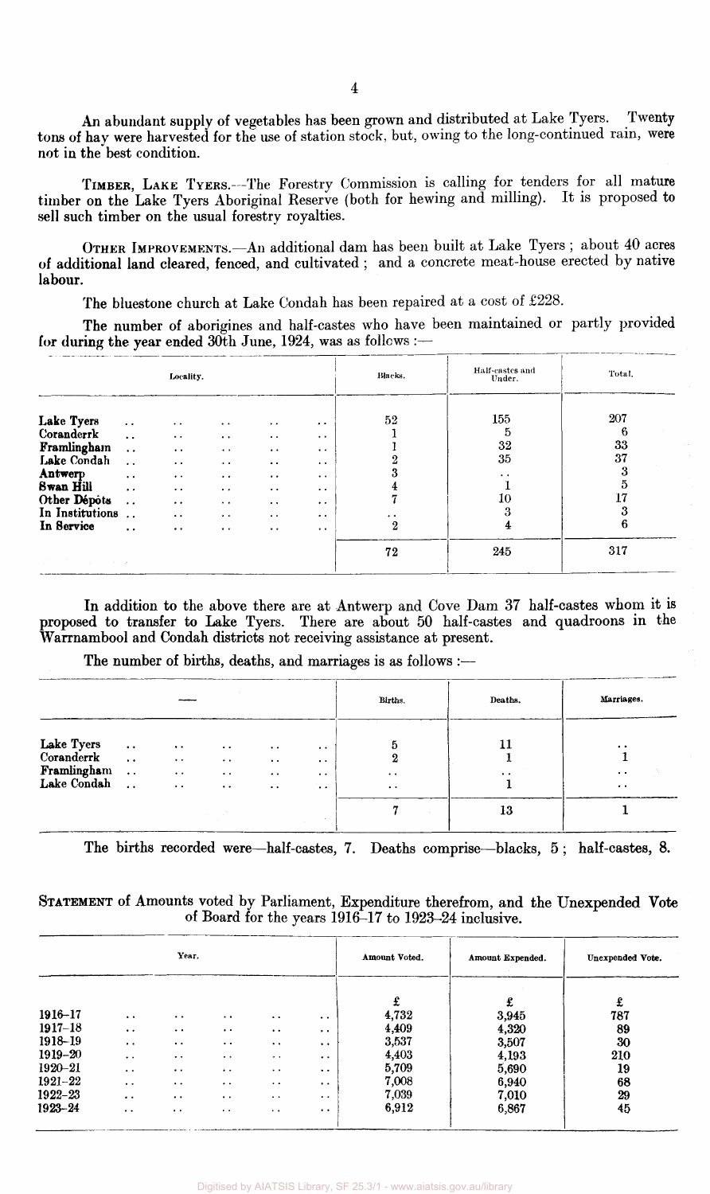An abundant supply of vegetables has been grown and distributed at Lake Tyers. Twenty tons of hay were harvested for the use of station stock, but, owing to the long-continued rain, were not in the best condition.

TIMBER, LAKE TYERS.—The Forestry Commission is calling for tenders for all mature timber on the Lake Tyers Aboriginal Reserve (both for hewing and milling). It is proposed to sell such timber on the usual forestry royalties.

OTHER IMPROVEMENTS.—An additional dam has been built at Lake Tyers; about 40 acres of additional land cleared, fenced, and cultivated; and a concrete meat-house erected by native labour.

The bluestone church at Lake Condah has been repaired at a cost of £228.

The number of aborigines and half-castes who have been maintained or partly provided for during the year ended 30th June, 1924, was as follows:—

| Locality. | Blacks. | Half-castes and Under. | Total. |
|---|---|---|---|
| **Lake Tyers** | 52 | 155 | 207 |
| **Coranderrk** | 1 | 5 | 6 |
| **Framlingham** | 1 | 32 | 33 |
| **Lake Condah** | 2 | 35 | 37 |
| **Antwerp** | 3 | .. | 3 |
| **Swan Hill** | 4 | 1 | 5 |
| **Other Dépôts** | 7 | 10 | 17 |
| **In Institutions** | .. | 3 | 3 |
| **In Service** | 2 | 4 | 6 |
| | 72 | 245 | 317 |

In addition to the above there are at Antwerp and Cove Dam 37 half-castes whom it is proposed to transfer to Lake Tyers. There are about 50 half-castes and quadroons in the Warrnambool and Condah districts not receiving assistance at present.

The number of births, deaths, and marriages is as follows:—

| — | Births. | Deaths. | Marriages. |
|---|---|---|---|
| **Lake Tyers** | 5 | 11 | .. |
| **Coranderrk** | 2 | 1 | 1 |
| **Framlingham** | .. | .. | .. |
| **Lake Condah** | .. | 1 | .. |
| | 7 | 13 | 1 |

The births recorded were—half-castes, 7. Deaths comprise—blacks, 5; half-castes, 8.

STATEMENT of Amounts voted by Parliament, Expenditure therefrom, and the Unexpended Vote of Board for the years 1916–17 to 1923–24 inclusive.

| Year. | Amount Voted. | Amount Expended. | Unexpended Vote. |
|---|---|---|---|
| | £ | £ | £ |
| 1916–17 | 4,732 | 3,945 | 787 |
| 1917–18 | 4,409 | 4,320 | 89 |
| 1918–19 | 3,537 | 3,507 | 30 |
| 1919–20 | 4,403 | 4,193 | 210 |
| 1920–21 | 5,709 | 5,690 | 19 |
| 1921–22 | 7,008 | 6,940 | 68 |
| 1922–23 | 7,039 | 7,010 | 29 |
| 1923–24 | 6,912 | 6,867 | 45 |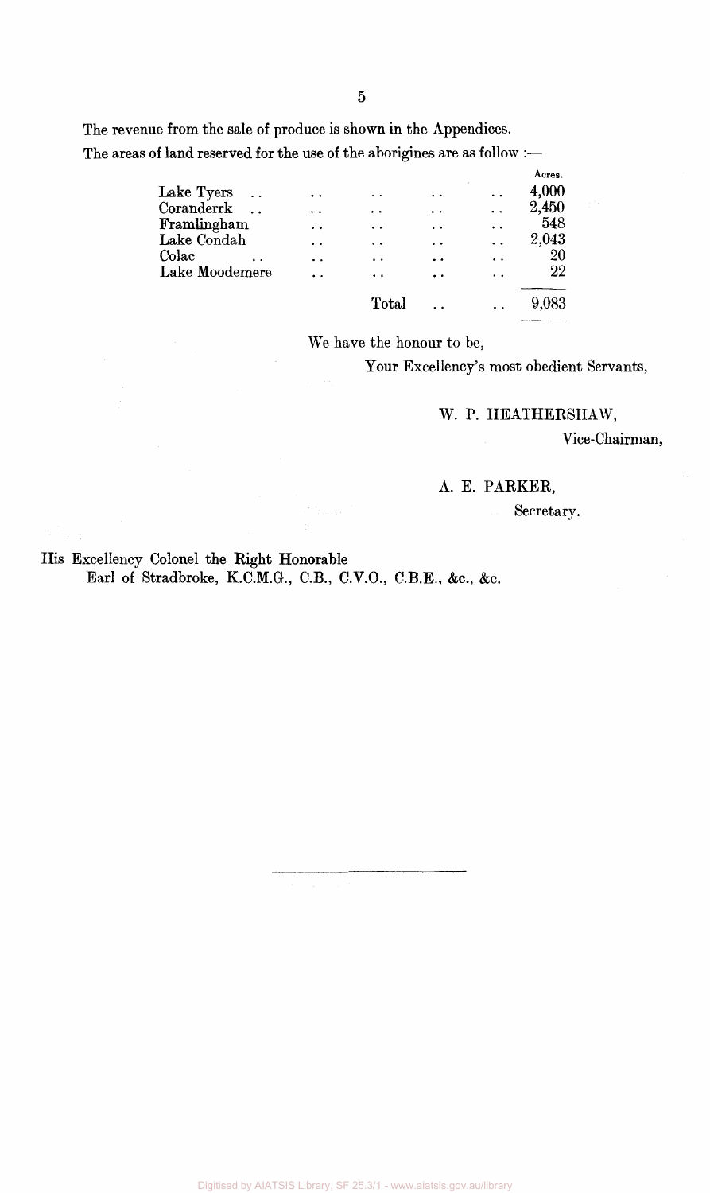The revenue from the sale of produce is shown in the Appendices.

The areas of land reserved for the use of the aborigines are as follow :—

| | Acres. |
|---|---|
| Lake Tyers | 4,000 |
| Coranderrk | 2,450 |
| Framlingham | 548 |
| Lake Condah | 2,043 |
| Colac | 20 |
| Lake Moodemere | 22 |
| Total | 9,083 |

We have the honour to be,

Your Excellency's most obedient Servants,

W. P. HEATHERSHAW,

Vice-Chairman,

A. E. PARKER,

Secretary.

His Excellency Colonel the Right Honorable
Earl of Stradbroke, K.C.M.G., C.B., C.V.O., C.B.E., &c., &c.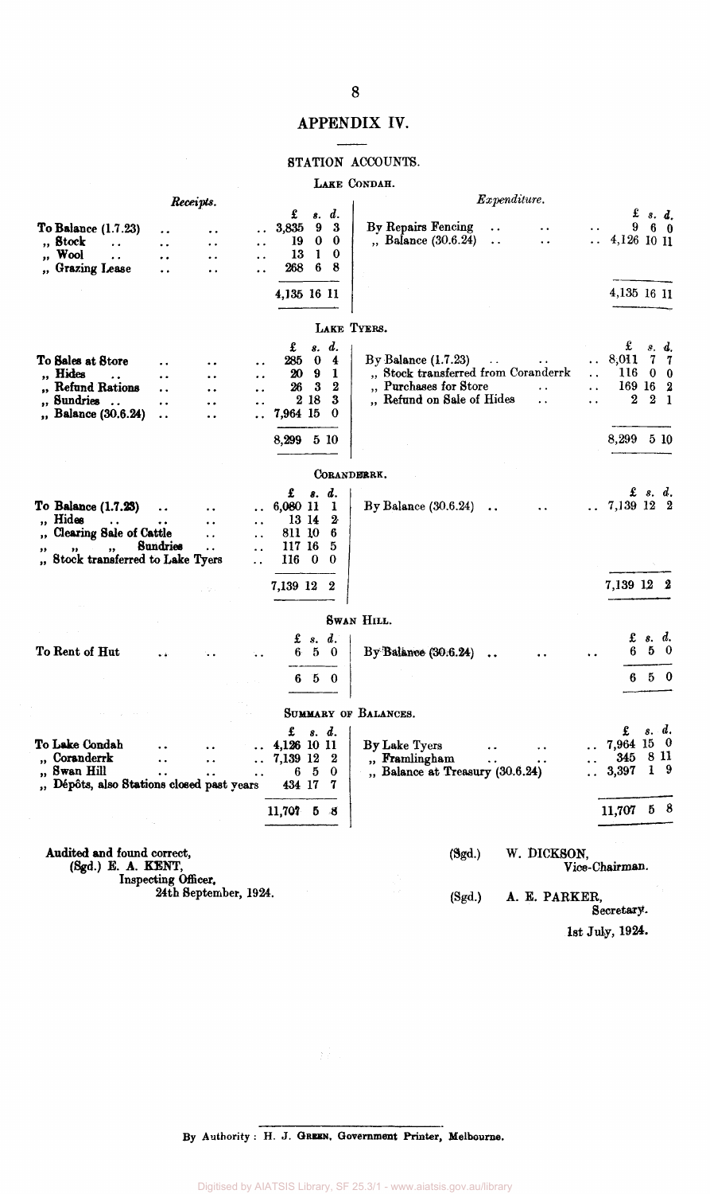# APPENDIX IV.

## STATION ACCOUNTS.

### LAKE CONDAH.

| *Receipts.* | £ s. d. | *Expenditure.* | £ s. d. |
|---|---|---|---|
| To Balance (1.7.23) | 3,835 9 3 | By Repairs Fencing | 9 6 0 |
| „ Stock | 19 0 0 | „ Balance (30.6.24) | 4,126 10 11 |
| „ Wool | 13 1 0 | | |
| „ Grazing Lease | 268 6 8 | | |
| | 4,135 16 11 | | 4,135 16 11 |

### LAKE TYERS.

| | £ s. d. | | £ s. d. |
|---|---|---|---|
| To Sales at Store | 285 0 4 | By Balance (1.7.23) | 8,011 7 7 |
| „ Hides | 20 9 1 | „ Stock transferred from Coranderrk | 116 0 0 |
| „ Refund Rations | 26 3 2 | „ Purchases for Store | 169 16 2 |
| „ Sundries | 2 18 3 | „ Refund on Sale of Hides | 2 2 1 |
| „ Balance (30.6.24) | 7,964 15 0 | | |
| | 8,299 5 10 | | 8,299 5 10 |

### CORANDERRK.

| | £ s. d. | | £ s. d. |
|---|---|---|---|
| To Balance (1.7.23) | 6,080 11 1 | By Balance (30.6.24) | 7,139 12 2 |
| „ Hides | 13 14 2 | | |
| „ Clearing Sale of Cattle | 811 10 6 | | |
| „ „ „ Sundries | 117 16 5 | | |
| „ Stock transferred to Lake Tyers | 116 0 0 | | |
| | 7,139 12 2 | | 7,139 12 2 |

### SWAN HILL.

| | £ s. d. | | £ s. d. |
|---|---|---|---|
| To Rent of Hut | 6 5 0 | By Balance (30.6.24) | 6 5 0 |
| | 6 5 0 | | 6 5 0 |

### SUMMARY OF BALANCES.

| | £ s. d. | | £ s. d. |
|---|---|---|---|
| To Lake Condah | 4,126 10 11 | By Lake Tyers | 7,964 15 0 |
| „ Coranderrk | 7,139 12 2 | „ Framlingham | 345 8 11 |
| „ Swan Hill | 6 5 0 | „ Balance at Treasury (30.6.24) | 3,397 1 9 |
| „ Dépôts, also Stations closed past years | 434 17 7 | | |
| | 11,707 5 8 | | 11,707 5 8 |

Audited and found correct,
(Sgd.) E. A. KENT,
Inspecting Officer,
24th September, 1924.

(Sgd.) W. DICKSON,
Vice-Chairman.

(Sgd.) A. E. PARKER,
Secretary.

1st July, 1924.

By Authority: H. J. GREEN, Government Printer, Melbourne.